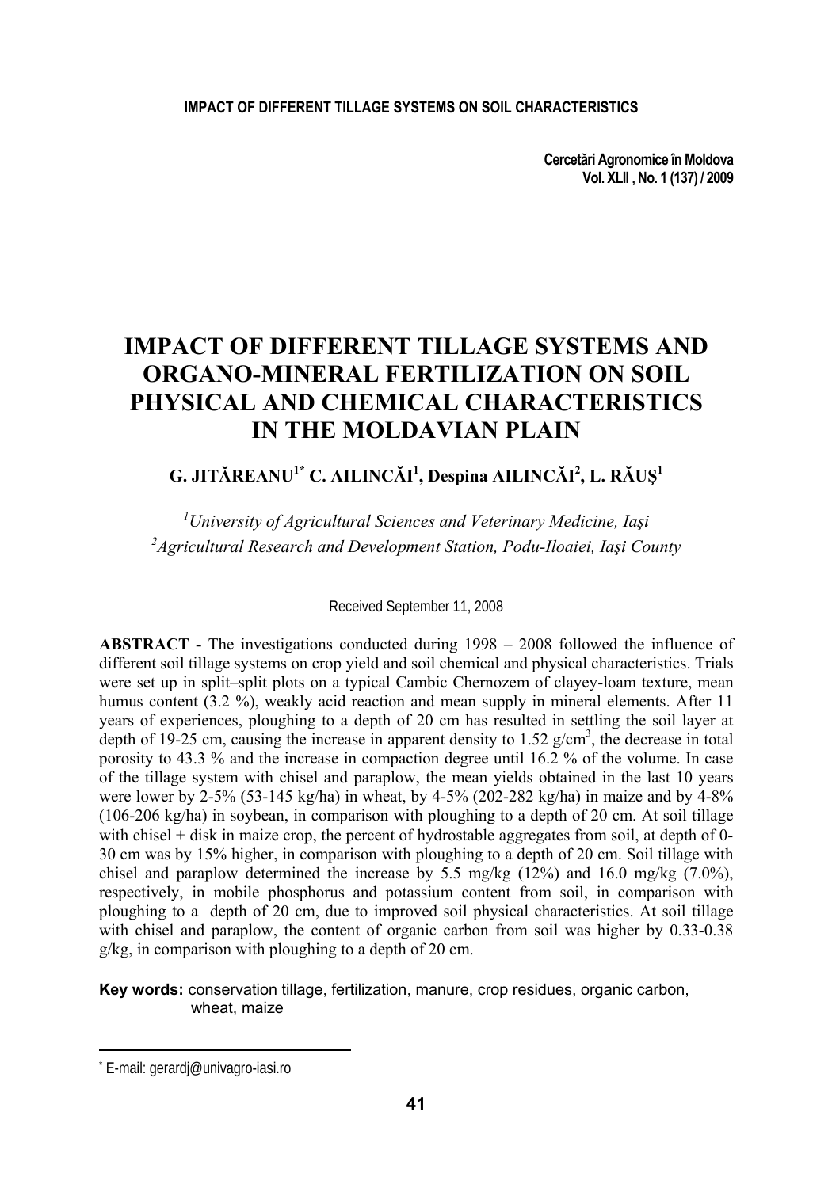# IMPACT OF DIFFERENT TILLAGE SYSTEMS AND ORGANO-MINERAL FERTILIZATION ON SOIL PHYSICAL AND CHEMICAL CHARACTERISTICS IN THE MOLDAVIAN PLAIN

**G. JITĂREANU[1*] C. AILINCĂI[1], Despina AILINCĂI[2], L. RĂUŞ[1]**

*[1]University of Agricultural Sciences and Veterinary Medicine, Iaşi*
*[2]Agricultural Research and Development Station, Podu-Iloaiei, Iaşi County*

Received September 11, 2008

**ABSTRACT -** The investigations conducted during 1998 – 2008 followed the influence of different soil tillage systems on crop yield and soil chemical and physical characteristics. Trials were set up in split–split plots on a typical Cambic Chernozem of clayey-loam texture, mean humus content (3.2 %), weakly acid reaction and mean supply in mineral elements. After 11 years of experiences, ploughing to a depth of 20 cm has resulted in settling the soil layer at depth of 19-25 cm, causing the increase in apparent density to 1.52 g/cm$^3$, the decrease in total porosity to 43.3 % and the increase in compaction degree until 16.2 % of the volume. In case of the tillage system with chisel and paraplow, the mean yields obtained in the last 10 years were lower by 2-5% (53-145 kg/ha) in wheat, by 4-5% (202-282 kg/ha) in maize and by 4-8% (106-206 kg/ha) in soybean, in comparison with ploughing to a depth of 20 cm. At soil tillage with chisel + disk in maize crop, the percent of hydrostable aggregates from soil, at depth of 0-30 cm was by 15% higher, in comparison with ploughing to a depth of 20 cm. Soil tillage with chisel and paraplow determined the increase by 5.5 mg/kg (12%) and 16.0 mg/kg (7.0%), respectively, in mobile phosphorus and potassium content from soil, in comparison with ploughing to a depth of 20 cm, due to improved soil physical characteristics. At soil tillage with chisel and paraplow, the content of organic carbon from soil was higher by 0.33-0.38 g/kg, in comparison with ploughing to a depth of 20 cm.

**Key words:** conservation tillage, fertilization, manure, crop residues, organic carbon, wheat, maize

---

[*] E-mail: gerardj@univagro-iasi.ro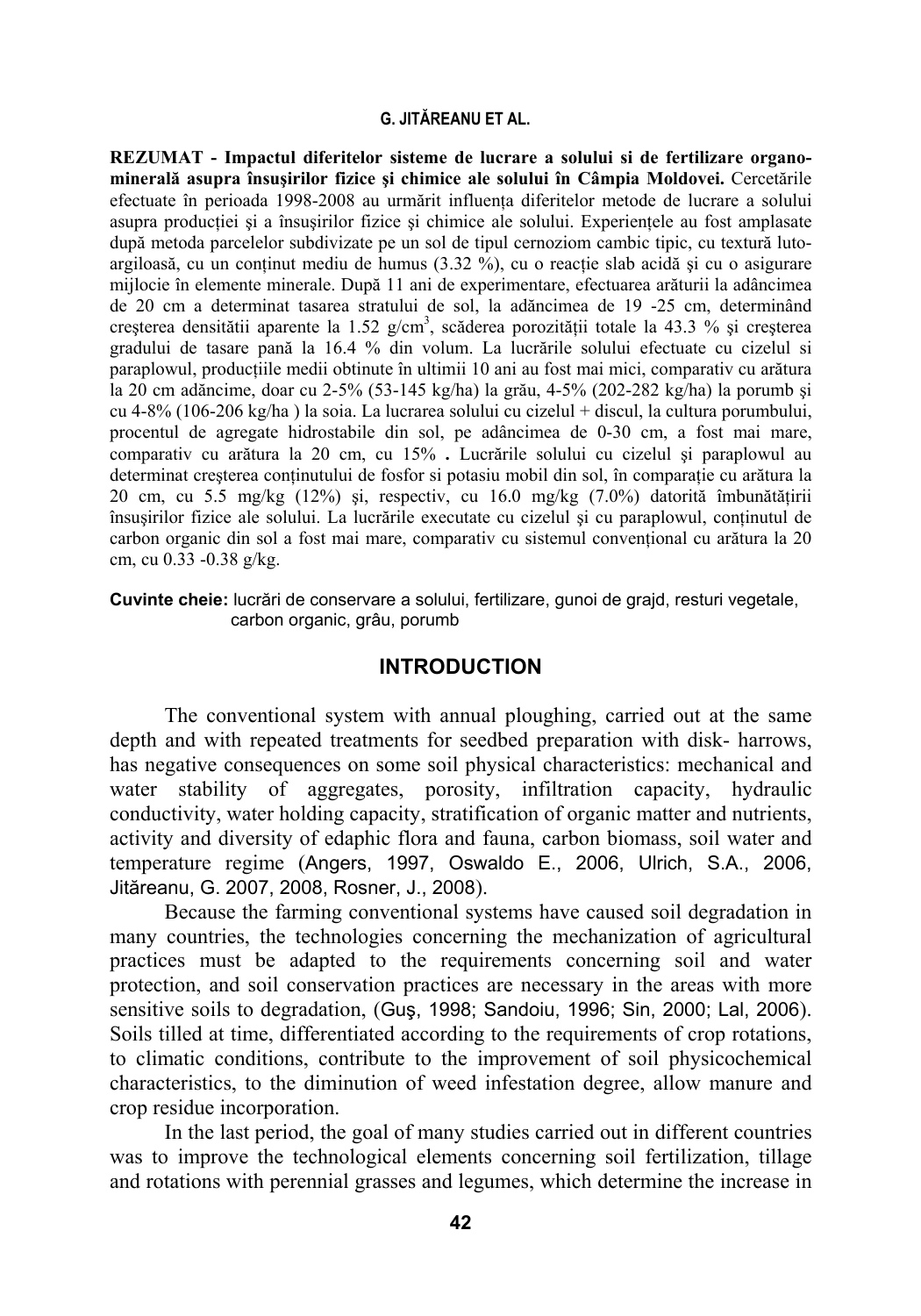**REZUMAT - Impactul diferitelor sisteme de lucrare a solului si de fertilizare organo-minerală asupra însuşirilor fizice şi chimice ale solului în Câmpia Moldovei.** Cercetările efectuate în perioada 1998-2008 au urmărit influența diferitelor metode de lucrare a solului asupra producției şi a însuşirilor fizice şi chimice ale solului. Experiențele au fost amplasate după metoda parcelelor subdivizate pe un sol de tipul cernoziom cambic tipic, cu textură luto-argiloasă, cu un conținut mediu de humus (3.32 %), cu o reacție slab acidă şi cu o asigurare mijlocie în elemente minerale. După 11 ani de experimentare, efectuarea arăturii la adâncimea de 20 cm a determinat tasarea stratului de sol, la adăncimea de 19 -25 cm, determinând creşterea densității aparente la 1.52 $g/cm^3$, scăderea porozității totale la 43.3 % şi creşterea gradului de tasare pană la 16.4 % din volum. La lucrările solului efectuate cu cizelul si paraplowul, producțiile medii obtinute în ultimii 10 ani au fost mai mici, comparativ cu arătura la 20 cm adâncime, doar cu 2-5% (53-145 kg/ha) la grău, 4-5% (202-282 kg/ha) la porumb şi cu 4-8% (106-206 kg/ha ) la soia. La lucrarea solului cu cizelul + discul, la cultura porumbului, procentul de agregate hidrostabile din sol, pe adâncimea de 0-30 cm, a fost mai mare, comparativ cu arătura la 20 cm, cu 15% **.** Lucrările solului cu cizelul şi paraplowul au determinat creşterea conținutului de fosfor si potasiu mobil din sol, în comparație cu arătura la 20 cm, cu 5.5 mg/kg (12%) şi, respectiv, cu 16.0 mg/kg (7.0%) datorită îmbunătățirii însuşirilor fizice ale solului. La lucrările executate cu cizelul şi cu paraplowul, conținutul de carbon organic din sol a fost mai mare, comparativ cu sistemul convențional cu arătura la 20 cm, cu 0.33 -0.38 g/kg.

**Cuvinte cheie:** lucrări de conservare a solului, fertilizare, gunoi de grajd, resturi vegetale, carbon organic, grâu, porumb

## INTRODUCTION

The conventional system with annual ploughing, carried out at the same depth and with repeated treatments for seedbed preparation with disk- harrows, has negative consequences on some soil physical characteristics: mechanical and water stability of aggregates, porosity, infiltration capacity, hydraulic conductivity, water holding capacity, stratification of organic matter and nutrients, activity and diversity of edaphic flora and fauna, carbon biomass, soil water and temperature regime (Angers, 1997, Oswaldo E., 2006, Ulrich, S.A., 2006, Jităreanu, G. 2007, 2008, Rosner, J., 2008).

Because the farming conventional systems have caused soil degradation in many countries, the technologies concerning the mechanization of agricultural practices must be adapted to the requirements concerning soil and water protection, and soil conservation practices are necessary in the areas with more sensitive soils to degradation, (Guş, 1998; Sandoiu, 1996; Sin, 2000; Lal, 2006). Soils tilled at time, differentiated according to the requirements of crop rotations, to climatic conditions, contribute to the improvement of soil physicochemical characteristics, to the diminution of weed infestation degree, allow manure and crop residue incorporation.

In the last period, the goal of many studies carried out in different countries was to improve the technological elements concerning soil fertilization, tillage and rotations with perennial grasses and legumes, which determine the increase in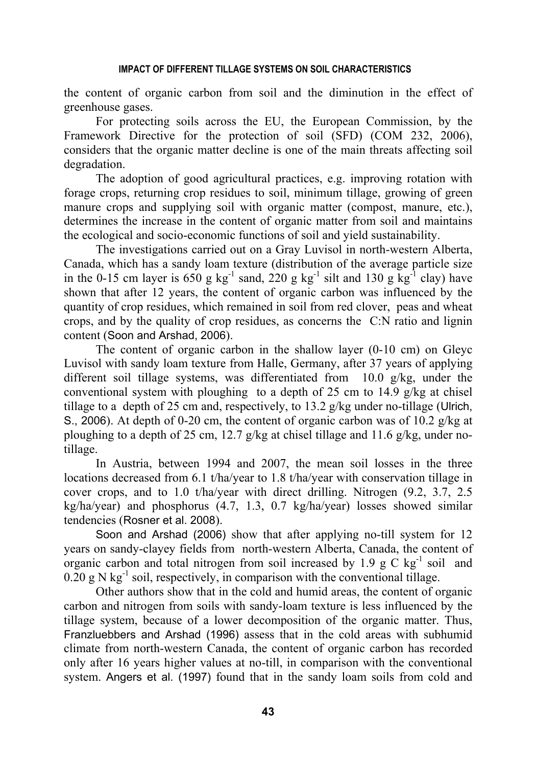the content of organic carbon from soil and the diminution in the effect of greenhouse gases.

For protecting soils across the EU, the European Commission, by the Framework Directive for the protection of soil (SFD) (COM 232, 2006), considers that the organic matter decline is one of the main threats affecting soil degradation.

The adoption of good agricultural practices, e.g. improving rotation with forage crops, returning crop residues to soil, minimum tillage, growing of green manure crops and supplying soil with organic matter (compost, manure, etc.), determines the increase in the content of organic matter from soil and maintains the ecological and socio-economic functions of soil and yield sustainability.

The investigations carried out on a Gray Luvisol in north-western Alberta, Canada, which has a sandy loam texture (distribution of the average particle size in the 0-15 cm layer is 650 g $kg^{-1}$ sand, 220 g $kg^{-1}$ silt and 130 g $kg^{-1}$ clay) have shown that after 12 years, the content of organic carbon was influenced by the quantity of crop residues, which remained in soil from red clover, peas and wheat crops, and by the quality of crop residues, as concerns the C:N ratio and lignin content (Soon and Arshad, 2006).

The content of organic carbon in the shallow layer (0-10 cm) on Gleyc Luvisol with sandy loam texture from Halle, Germany, after 37 years of applying different soil tillage systems, was differentiated from 10.0 g/kg, under the conventional system with ploughing to a depth of 25 cm to 14.9 g/kg at chisel tillage to a depth of 25 cm and, respectively, to 13.2 g/kg under no-tillage (Ulrich, S., 2006). At depth of 0-20 cm, the content of organic carbon was of 10.2 g/kg at ploughing to a depth of 25 cm, 12.7 g/kg at chisel tillage and 11.6 g/kg, under no-tillage.

In Austria, between 1994 and 2007, the mean soil losses in the three locations decreased from 6.1 t/ha/year to 1.8 t/ha/year with conservation tillage in cover crops, and to 1.0 t/ha/year with direct drilling. Nitrogen (9.2, 3.7, 2.5 kg/ha/year) and phosphorus (4.7, 1.3, 0.7 kg/ha/year) losses showed similar tendencies (Rosner et al. 2008).

Soon and Arshad (2006) show that after applying no-till system for 12 years on sandy-clayey fields from north-western Alberta, Canada, the content of organic carbon and total nitrogen from soil increased by 1.9 g C $kg^{-1}$ soil and 0.20 g N $kg^{-1}$ soil, respectively, in comparison with the conventional tillage.

Other authors show that in the cold and humid areas, the content of organic carbon and nitrogen from soils with sandy-loam texture is less influenced by the tillage system, because of a lower decomposition of the organic matter. Thus, Franzluebbers and Arshad (1996) assess that in the cold areas with subhumid climate from north-western Canada, the content of organic carbon has recorded only after 16 years higher values at no-till, in comparison with the conventional system. Angers et al. (1997) found that in the sandy loam soils from cold and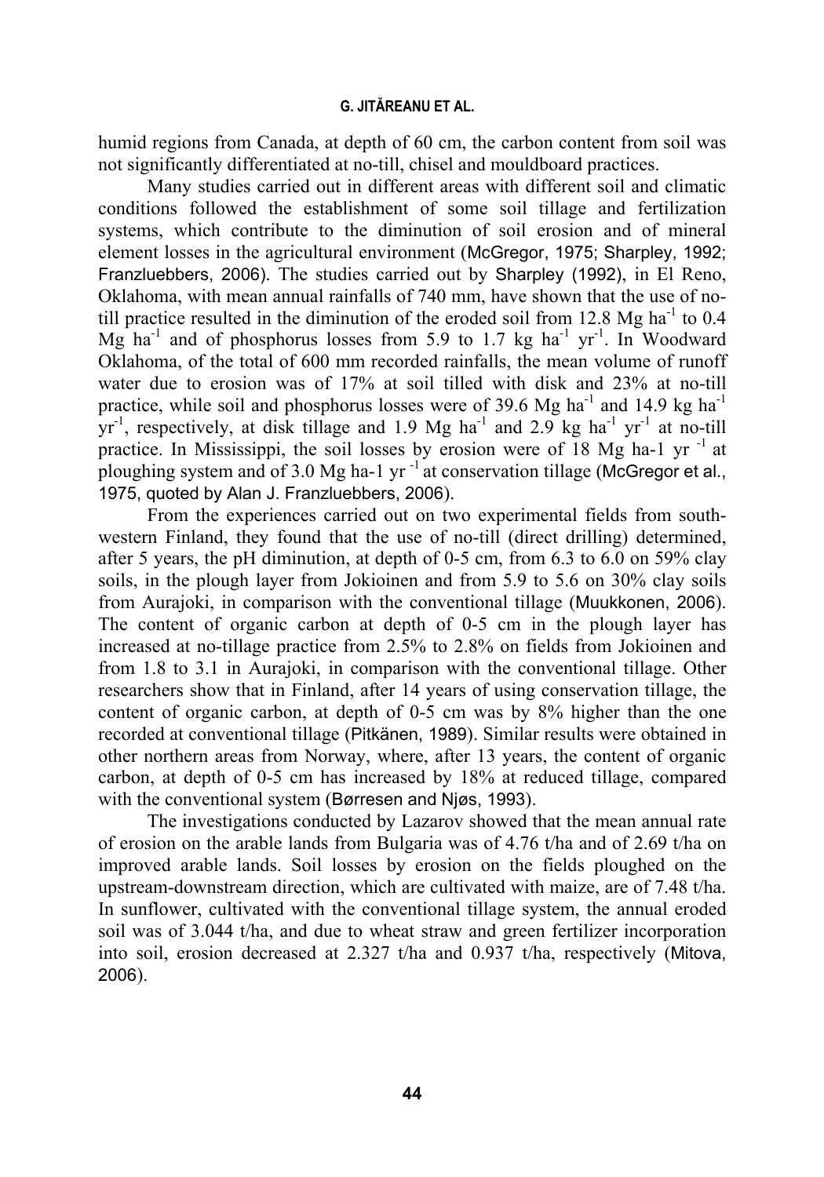humid regions from Canada, at depth of 60 cm, the carbon content from soil was not significantly differentiated at no-till, chisel and mouldboard practices.

Many studies carried out in different areas with different soil and climatic conditions followed the establishment of some soil tillage and fertilization systems, which contribute to the diminution of soil erosion and of mineral element losses in the agricultural environment (McGregor, 1975; Sharpley, 1992; Franzluebbers, 2006). The studies carried out by Sharpley (1992), in El Reno, Oklahoma, with mean annual rainfalls of 740 mm, have shown that the use of no-till practice resulted in the diminution of the eroded soil from 12.8 Mg $ha^{-1}$ to 0.4 Mg $ha^{-1}$ and of phosphorus losses from 5.9 to 1.7 kg $ha^{-1}$ $yr^{-1}$. In Woodward Oklahoma, of the total of 600 mm recorded rainfalls, the mean volume of runoff water due to erosion was of 17% at soil tilled with disk and 23% at no-till practice, while soil and phosphorus losses were of 39.6 Mg $ha^{-1}$ and 14.9 kg $ha^{-1}$ $yr^{-1}$, respectively, at disk tillage and 1.9 Mg $ha^{-1}$ and 2.9 kg $ha^{-1}$ $yr^{-1}$ at no-till practice. In Mississippi, the soil losses by erosion were of 18 Mg ha-1 yr $^{-1}$ at ploughing system and of 3.0 Mg ha-1 yr $^{-1}$ at conservation tillage (McGregor et al., 1975, quoted by Alan J. Franzluebbers, 2006).

From the experiences carried out on two experimental fields from south-western Finland, they found that the use of no-till (direct drilling) determined, after 5 years, the pH diminution, at depth of 0-5 cm, from 6.3 to 6.0 on 59% clay soils, in the plough layer from Jokioinen and from 5.9 to 5.6 on 30% clay soils from Aurajoki, in comparison with the conventional tillage (Muukkonen, 2006). The content of organic carbon at depth of 0-5 cm in the plough layer has increased at no-tillage practice from 2.5% to 2.8% on fields from Jokioinen and from 1.8 to 3.1 in Aurajoki, in comparison with the conventional tillage. Other researchers show that in Finland, after 14 years of using conservation tillage, the content of organic carbon, at depth of 0-5 cm was by 8% higher than the one recorded at conventional tillage (Pitkänen, 1989). Similar results were obtained in other northern areas from Norway, where, after 13 years, the content of organic carbon, at depth of 0-5 cm has increased by 18% at reduced tillage, compared with the conventional system (Børresen and Njøs, 1993).

The investigations conducted by Lazarov showed that the mean annual rate of erosion on the arable lands from Bulgaria was of 4.76 t/ha and of 2.69 t/ha on improved arable lands. Soil losses by erosion on the fields ploughed on the upstream-downstream direction, which are cultivated with maize, are of 7.48 t/ha. In sunflower, cultivated with the conventional tillage system, the annual eroded soil was of 3.044 t/ha, and due to wheat straw and green fertilizer incorporation into soil, erosion decreased at 2.327 t/ha and 0.937 t/ha, respectively (Mitova, 2006).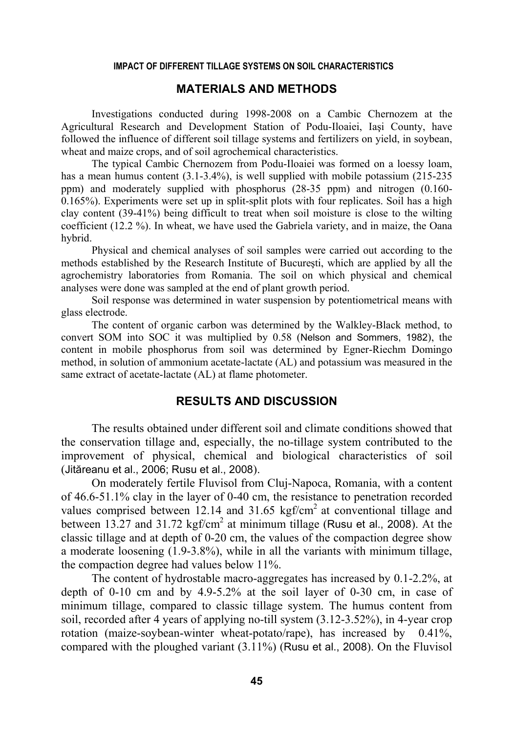## MATERIALS AND METHODS

Investigations conducted during 1998-2008 on a Cambic Chernozem at the Agricultural Research and Development Station of Podu-Iloaiei, Iași County, have followed the influence of different soil tillage systems and fertilizers on yield, in soybean, wheat and maize crops, and of soil agrochemical characteristics.

The typical Cambic Chernozem from Podu-Iloaiei was formed on a loessy loam, has a mean humus content (3.1-3.4%), is well supplied with mobile potassium (215-235 ppm) and moderately supplied with phosphorus (28-35 ppm) and nitrogen (0.160-0.165%). Experiments were set up in split-split plots with four replicates. Soil has a high clay content (39-41%) being difficult to treat when soil moisture is close to the wilting coefficient (12.2 %). In wheat, we have used the Gabriela variety, and in maize, the Oana hybrid.

Physical and chemical analyses of soil samples were carried out according to the methods established by the Research Institute of Bucureşti, which are applied by all the agrochemistry laboratories from Romania. The soil on which physical and chemical analyses were done was sampled at the end of plant growth period.

Soil response was determined in water suspension by potentiometrical means with glass electrode.

The content of organic carbon was determined by the Walkley-Black method, to convert SOM into SOC it was multiplied by 0.58 (Nelson and Sommers, 1982), the content in mobile phosphorus from soil was determined by Egner-Riechm Domingo method, in solution of ammonium acetate-lactate (AL) and potassium was measured in the same extract of acetate-lactate (AL) at flame photometer.

## RESULTS AND DISCUSSION

The results obtained under different soil and climate conditions showed that the conservation tillage and, especially, the no-tillage system contributed to the improvement of physical, chemical and biological characteristics of soil (Jităreanu et al., 2006; Rusu et al., 2008).

On moderately fertile Fluvisol from Cluj-Napoca, Romania, with a content of 46.6-51.1% clay in the layer of 0-40 cm, the resistance to penetration recorded values comprised between 12.14 and 31.65 $kgf/cm^2$ at conventional tillage and between 13.27 and 31.72 $kgf/cm^2$ at minimum tillage (Rusu et al., 2008). At the classic tillage and at depth of 0-20 cm, the values of the compaction degree show a moderate loosening (1.9-3.8%), while in all the variants with minimum tillage, the compaction degree had values below 11%.

The content of hydrostable macro-aggregates has increased by 0.1-2.2%, at depth of 0-10 cm and by 4.9-5.2% at the soil layer of 0-30 cm, in case of minimum tillage, compared to classic tillage system. The humus content from soil, recorded after 4 years of applying no-till system (3.12-3.52%), in 4-year crop rotation (maize-soybean-winter wheat-potato/rape), has increased by 0.41%, compared with the ploughed variant (3.11%) (Rusu et al., 2008). On the Fluvisol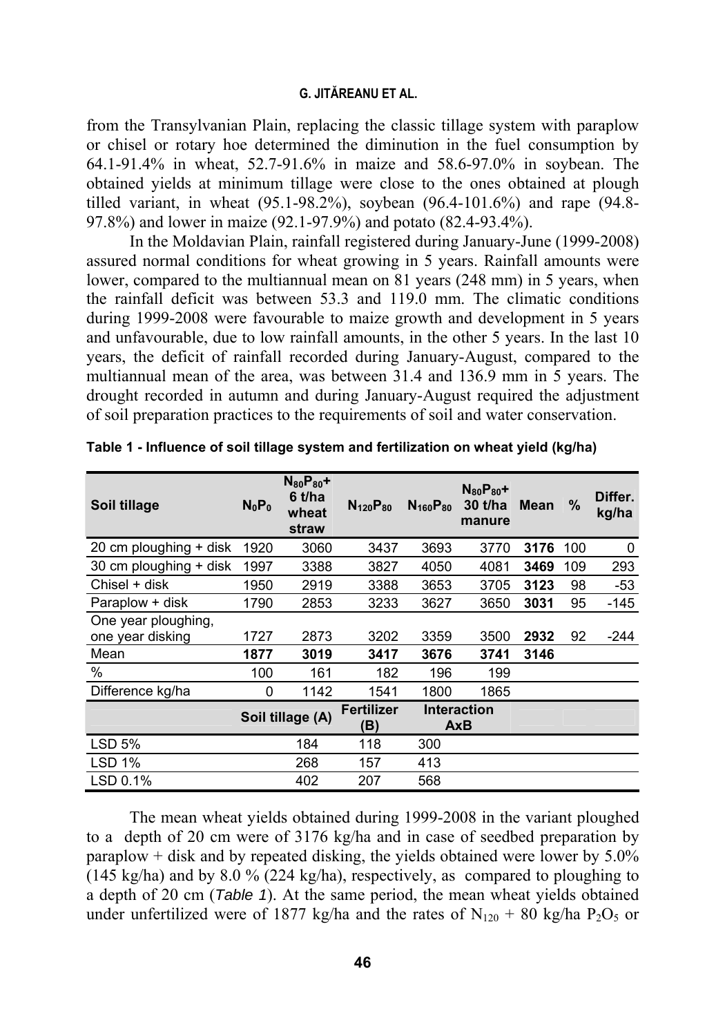from the Transylvanian Plain, replacing the classic tillage system with paraplow or chisel or rotary hoe determined the diminution in the fuel consumption by 64.1-91.4% in wheat, 52.7-91.6% in maize and 58.6-97.0% in soybean. The obtained yields at minimum tillage were close to the ones obtained at plough tilled variant, in wheat (95.1-98.2%), soybean (96.4-101.6%) and rape (94.8-97.8%) and lower in maize (92.1-97.9%) and potato (82.4-93.4%).

In the Moldavian Plain, rainfall registered during January-June (1999-2008) assured normal conditions for wheat growing in 5 years. Rainfall amounts were lower, compared to the multiannual mean on 81 years (248 mm) in 5 years, when the rainfall deficit was between 53.3 and 119.0 mm. The climatic conditions during 1999-2008 were favourable to maize growth and development in 5 years and unfavourable, due to low rainfall amounts, in the other 5 years. In the last 10 years, the deficit of rainfall recorded during January-August, compared to the multiannual mean of the area, was between 31.4 and 136.9 mm in 5 years. The drought recorded in autumn and during January-August required the adjustment of soil preparation practices to the requirements of soil and water conservation.

**Table 1 - Influence of soil tillage system and fertilization on wheat yield (kg/ha)**

| Soil tillage | $N_0P_0$ | $N_{80}P_{80}$+ 6 t/ha wheat straw | $N_{120}P_{80}$ | $N_{160}P_{80}$ | $N_{80}P_{80}$+ 30 t/ha manure | Mean | % | Differ. kg/ha |
|---|---|---|---|---|---|---|---|---|
| 20 cm ploughing + disk | 1920 | 3060 | 3437 | 3693 | 3770 | **3176** | 100 | 0 |
| 30 cm ploughing + disk | 1997 | 3388 | 3827 | 4050 | 4081 | **3469** | 109 | 293 |
| Chisel + disk | 1950 | 2919 | 3388 | 3653 | 3705 | **3123** | 98 | -53 |
| Paraplow + disk | 1790 | 2853 | 3233 | 3627 | 3650 | **3031** | 95 | -145 |
| One year ploughing, one year disking | 1727 | 2873 | 3202 | 3359 | 3500 | **2932** | 92 | -244 |
| Mean | **1877** | **3019** | **3417** | **3676** | **3741** | **3146** | | |
| % | 100 | 161 | 182 | 196 | 199 | | | |
| Difference kg/ha | 0 | 1142 | 1541 | 1800 | 1865 | | | |
| | Soil tillage (A) | | Fertilizer (B) | Interaction AxB | | | | |
| LSD 5% | | 184 | 118 | 300 | | | | |
| LSD 1% | | 268 | 157 | 413 | | | | |
| LSD 0.1% | | 402 | 207 | 568 | | | | |

The mean wheat yields obtained during 1999-2008 in the variant ploughed to a depth of 20 cm were of 3176 kg/ha and in case of seedbed preparation by paraplow + disk and by repeated disking, the yields obtained were lower by 5.0% (145 kg/ha) and by 8.0 % (224 kg/ha), respectively, as compared to ploughing to a depth of 20 cm (*Table 1*). At the same period, the mean wheat yields obtained under unfertilized were of 1877 kg/ha and the rates of $N_{120}$ + 80 kg/ha $P_2O_5$ or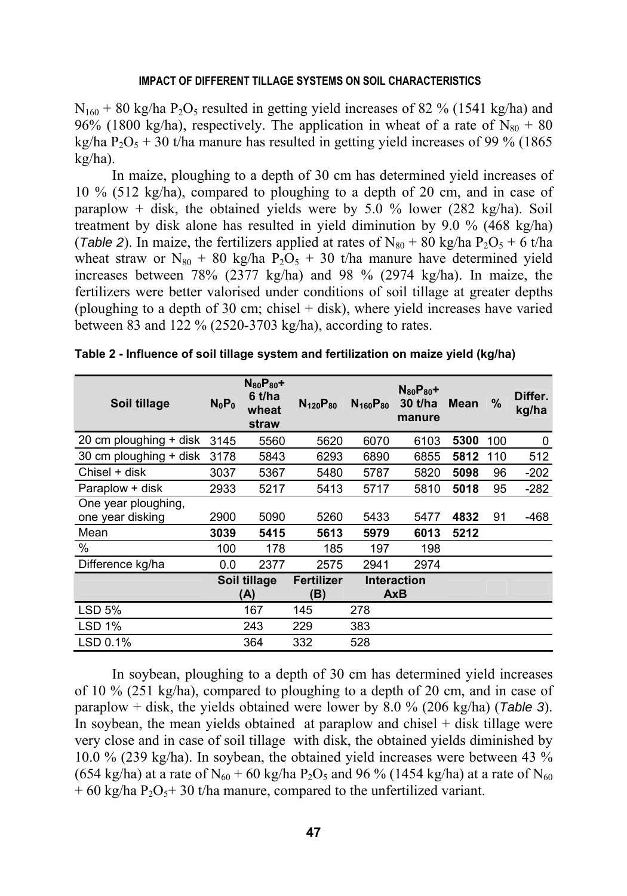$N_{160}$ + 80 kg/ha $P_2O_5$ resulted in getting yield increases of 82 % (1541 kg/ha) and 96% (1800 kg/ha), respectively. The application in wheat of a rate of $N_{80}$ + 80 kg/ha $P_2O_5$ + 30 t/ha manure has resulted in getting yield increases of 99 % (1865 kg/ha).

In maize, ploughing to a depth of 30 cm has determined yield increases of 10 % (512 kg/ha), compared to ploughing to a depth of 20 cm, and in case of paraplow + disk, the obtained yields were by 5.0 % lower (282 kg/ha). Soil treatment by disk alone has resulted in yield diminution by 9.0 % (468 kg/ha) (*Table 2*). In maize, the fertilizers applied at rates of $N_{80}$ + 80 kg/ha $P_2O_5$ + 6 t/ha wheat straw or $N_{80}$ + 80 kg/ha $P_2O_5$ + 30 t/ha manure have determined yield increases between 78% (2377 kg/ha) and 98 % (2974 kg/ha). In maize, the fertilizers were better valorised under conditions of soil tillage at greater depths (ploughing to a depth of 30 cm; chisel + disk), where yield increases have varied between 83 and 122 % (2520-3703 kg/ha), according to rates.

**Table 2 - Influence of soil tillage system and fertilization on maize yield (kg/ha)**

| Soil tillage | $N_0P_0$ | $N_{80}P_{80}$+ 6 t/ha wheat straw | $N_{120}P_{80}$ | $N_{160}P_{80}$ | $N_{80}P_{80}$+ 30 t/ha manure | Mean | % | Differ. kg/ha |
|---|---|---|---|---|---|---|---|---|
| 20 cm ploughing + disk | 3145 | 5560 | 5620 | 6070 | 6103 | **5300** | 100 | 0 |
| 30 cm ploughing + disk | 3178 | 5843 | 6293 | 6890 | 6855 | **5812** | 110 | 512 |
| Chisel + disk | 3037 | 5367 | 5480 | 5787 | 5820 | **5098** | 96 | -202 |
| Paraplow + disk | 2933 | 5217 | 5413 | 5717 | 5810 | **5018** | 95 | -282 |
| One year ploughing, one year disking | 2900 | 5090 | 5260 | 5433 | 5477 | **4832** | 91 | -468 |
| Mean | **3039** | **5415** | **5613** | **5979** | **6013** | **5212** | | |
| % | 100 | 178 | 185 | 197 | 198 | | | |
| Difference kg/ha | 0.0 | 2377 | 2575 | 2941 | 2974 | | | |
| | **Soil tillage (A)** | | **Fertilizer (B)** | **Interaction AxB** | | | | |
| LSD 5% | 167 | | 145 | 278 | | | | |
| LSD 1% | 243 | | 229 | 383 | | | | |
| LSD 0.1% | 364 | | 332 | 528 | | | | |

In soybean, ploughing to a depth of 30 cm has determined yield increases of 10 % (251 kg/ha), compared to ploughing to a depth of 20 cm, and in case of paraplow + disk, the yields obtained were lower by 8.0 % (206 kg/ha) (*Table 3*). In soybean, the mean yields obtained at paraplow and chisel + disk tillage were very close and in case of soil tillage with disk, the obtained yields diminished by 10.0 % (239 kg/ha). In soybean, the obtained yield increases were between 43 % (654 kg/ha) at a rate of $N_{60}$ + 60 kg/ha $P_2O_5$ and 96 % (1454 kg/ha) at a rate of $N_{60}$ + 60 kg/ha $P_2O_5$+ 30 t/ha manure, compared to the unfertilized variant.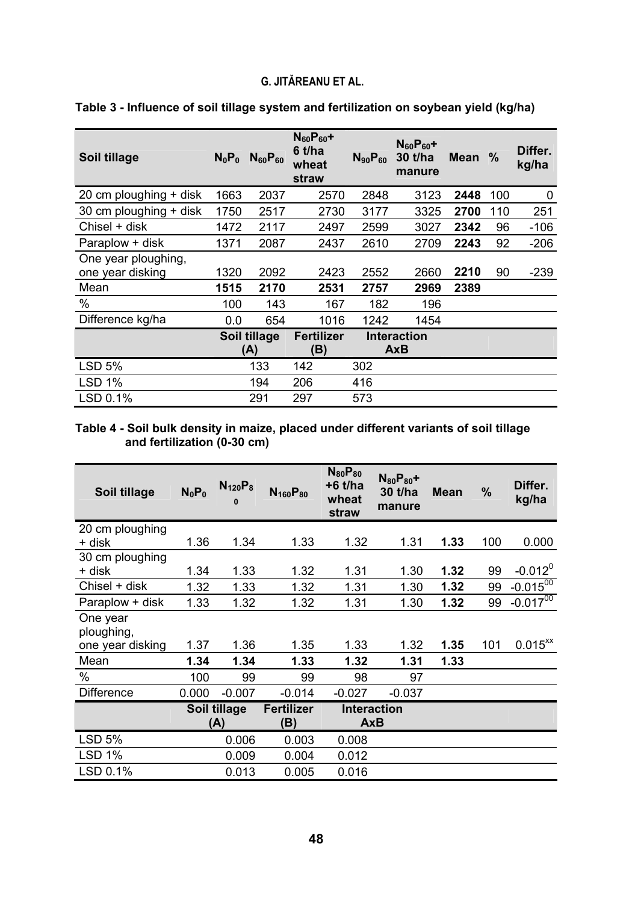**Table 3 - Influence of soil tillage system and fertilization on soybean yield (kg/ha)**

| Soil tillage | $N_0P_0$ | $N_{60}P_{60}$ | $N_{60}P_{60}$+ 6 t/ha wheat straw | $N_{90}P_{60}$ | $N_{60}P_{60}$+ 30 t/ha manure | Mean | % | Differ. kg/ha |
|---|---|---|---|---|---|---|---|---|
| 20 cm ploughing + disk | 1663 | 2037 | 2570 | 2848 | 3123 | **2448** | 100 | 0 |
| 30 cm ploughing + disk | 1750 | 2517 | 2730 | 3177 | 3325 | **2700** | 110 | 251 |
| Chisel + disk | 1472 | 2117 | 2497 | 2599 | 3027 | **2342** | 96 | -106 |
| Paraplow + disk | 1371 | 2087 | 2437 | 2610 | 2709 | **2243** | 92 | -206 |
| One year ploughing, one year disking | 1320 | 2092 | 2423 | 2552 | 2660 | **2210** | 90 | -239 |
| Mean | **1515** | **2170** | **2531** | **2757** | **2969** | **2389** | | |
| % | 100 | 143 | 167 | 182 | 196 | | | |
| Difference kg/ha | 0.0 | 654 | 1016 | 1242 | 1454 | | | |
| | **Soil tillage (A)** | | **Fertilizer (B)** | **Interaction AxB** | | | | |
| LSD 5% | | 133 | 142 | 302 | | | | |
| LSD 1% | | 194 | 206 | 416 | | | | |
| LSD 0.1% | | 291 | 297 | 573 | | | | |

**Table 4 - Soil bulk density in maize, placed under different variants of soil tillage and fertilization (0-30 cm)**

| Soil tillage | $N_0P_0$ | $N_{120}P_{80}$ | $N_{160}P_{80}$ | $N_{80}P_{80}$ +6 t/ha wheat straw | $N_{80}P_{80}$+ 30 t/ha manure | Mean | % | Differ. kg/ha |
|---|---|---|---|---|---|---|---|---|
| 20 cm ploughing + disk | 1.36 | 1.34 | 1.33 | 1.32 | 1.31 | **1.33** | 100 | 0.000 |
| 30 cm ploughing + disk | 1.34 | 1.33 | 1.32 | 1.31 | 1.30 | **1.32** | 99 | $-0.012^{0}$ |
| Chisel + disk | 1.32 | 1.33 | 1.32 | 1.31 | 1.30 | **1.32** | 99 | $-0.015^{00}$ |
| Paraplow + disk | 1.33 | 1.32 | 1.32 | 1.31 | 1.30 | **1.32** | 99 | $-0.017^{00}$ |
| One year ploughing, one year disking | 1.37 | 1.36 | 1.35 | 1.33 | 1.32 | **1.35** | 101 | $0.015^{xx}$ |
| Mean | **1.34** | **1.34** | **1.33** | **1.32** | **1.31** | **1.33** | | |
| % | 100 | 99 | 99 | 98 | 97 | | | |
| Difference | 0.000 | -0.007 | -0.014 | -0.027 | -0.037 | | | |
| | **Soil tillage (A)** | | **Fertilizer (B)** | **Interaction AxB** | | | | |
| LSD 5% | | 0.006 | 0.003 | 0.008 | | | | |
| LSD 1% | | 0.009 | 0.004 | 0.012 | | | | |
| LSD 0.1% | | 0.013 | 0.005 | 0.016 | | | | |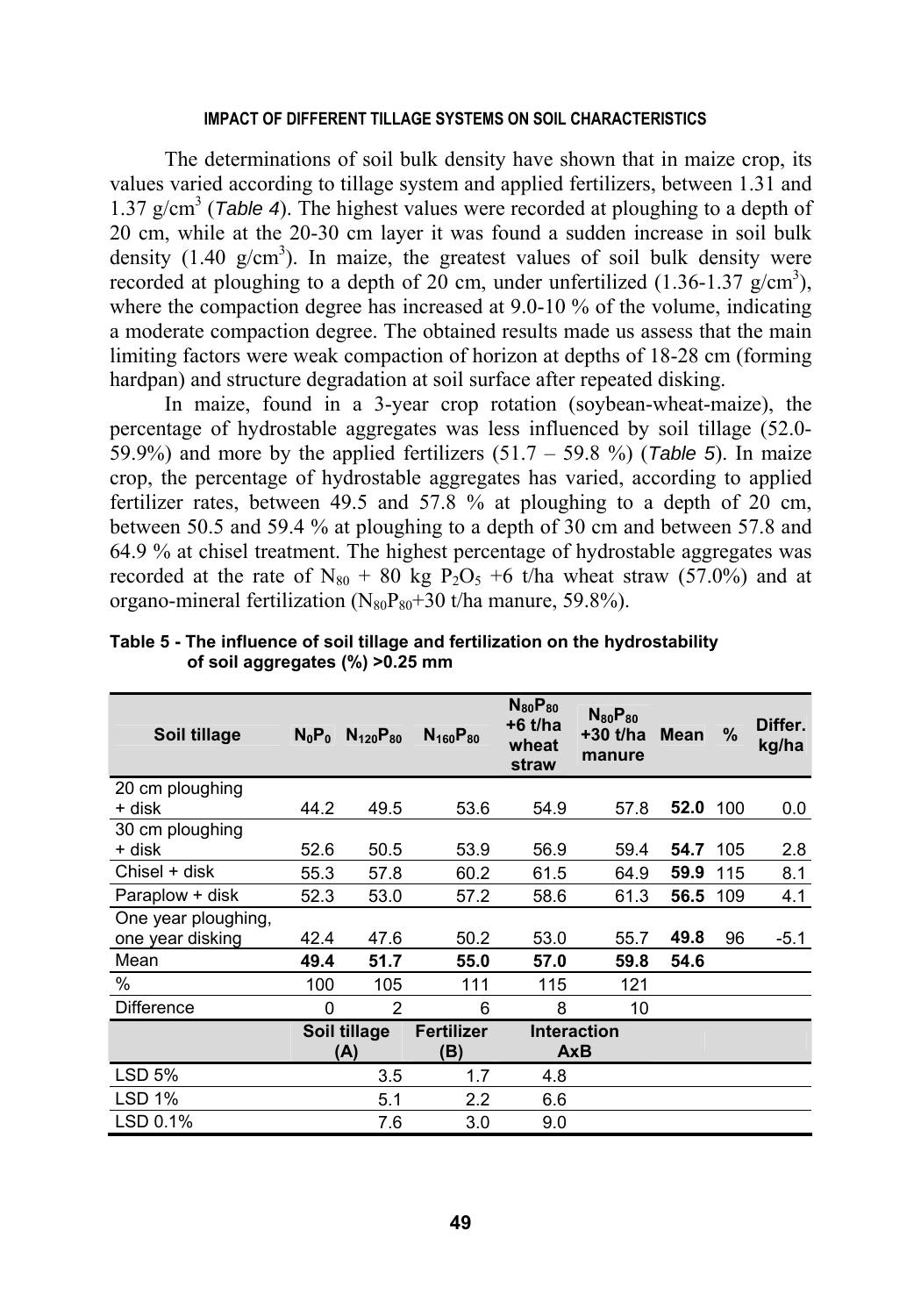The determinations of soil bulk density have shown that in maize crop, its values varied according to tillage system and applied fertilizers, between 1.31 and 1.37 g/cm$^3$ (*Table 4*). The highest values were recorded at ploughing to a depth of 20 cm, while at the 20-30 cm layer it was found a sudden increase in soil bulk density (1.40 g/cm$^3$). In maize, the greatest values of soil bulk density were recorded at ploughing to a depth of 20 cm, under unfertilized (1.36-1.37 g/cm$^3$), where the compaction degree has increased at 9.0-10 % of the volume, indicating a moderate compaction degree. The obtained results made us assess that the main limiting factors were weak compaction of horizon at depths of 18-28 cm (forming hardpan) and structure degradation at soil surface after repeated disking.

In maize, found in a 3-year crop rotation (soybean-wheat-maize), the percentage of hydrostable aggregates was less influenced by soil tillage (52.0-59.9%) and more by the applied fertilizers (51.7 – 59.8 %) (*Table 5*). In maize crop, the percentage of hydrostable aggregates has varied, according to applied fertilizer rates, between 49.5 and 57.8 % at ploughing to a depth of 20 cm, between 50.5 and 59.4 % at ploughing to a depth of 30 cm and between 57.8 and 64.9 % at chisel treatment. The highest percentage of hydrostable aggregates was recorded at the rate of $N_{80}$ + 80 kg $P_2O_5$ +6 t/ha wheat straw (57.0%) and at organo-mineral fertilization ($N_{80}P_{80}$+30 t/ha manure, 59.8%).

**Table 5 - The influence of soil tillage and fertilization on the hydrostability of soil aggregates (%) >0.25 mm**

| Soil tillage | $N_0P_0$ | $N_{120}P_{80}$ | $N_{160}P_{80}$ | $N_{80}P_{80}$ +6 t/ha wheat straw | $N_{80}P_{80}$ +30 t/ha manure | Mean | % | Differ. kg/ha |
|---|---|---|---|---|---|---|---|---|
| 20 cm ploughing + disk | 44.2 | 49.5 | 53.6 | 54.9 | 57.8 | **52.0** | 100 | 0.0 |
| 30 cm ploughing + disk | 52.6 | 50.5 | 53.9 | 56.9 | 59.4 | **54.7** | 105 | 2.8 |
| Chisel + disk | 55.3 | 57.8 | 60.2 | 61.5 | 64.9 | **59.9** | 115 | 8.1 |
| Paraplow + disk | 52.3 | 53.0 | 57.2 | 58.6 | 61.3 | **56.5** | 109 | 4.1 |
| One year ploughing, one year disking | 42.4 | 47.6 | 50.2 | 53.0 | 55.7 | **49.8** | 96 | -5.1 |
| Mean | **49.4** | **51.7** | **55.0** | **57.0** | **59.8** | **54.6** | | |
| % | 100 | 105 | 111 | 115 | 121 | | | |
| Difference | 0 | 2 | 6 | 8 | 10 | | | |
| | Soil tillage (A) | | Fertilizer (B) | Interaction AxB | | | | |
| LSD 5% | | 3.5 | 1.7 | 4.8 | | | | |
| LSD 1% | | 5.1 | 2.2 | 6.6 | | | | |
| LSD 0.1% | | 7.6 | 3.0 | 9.0 | | | | |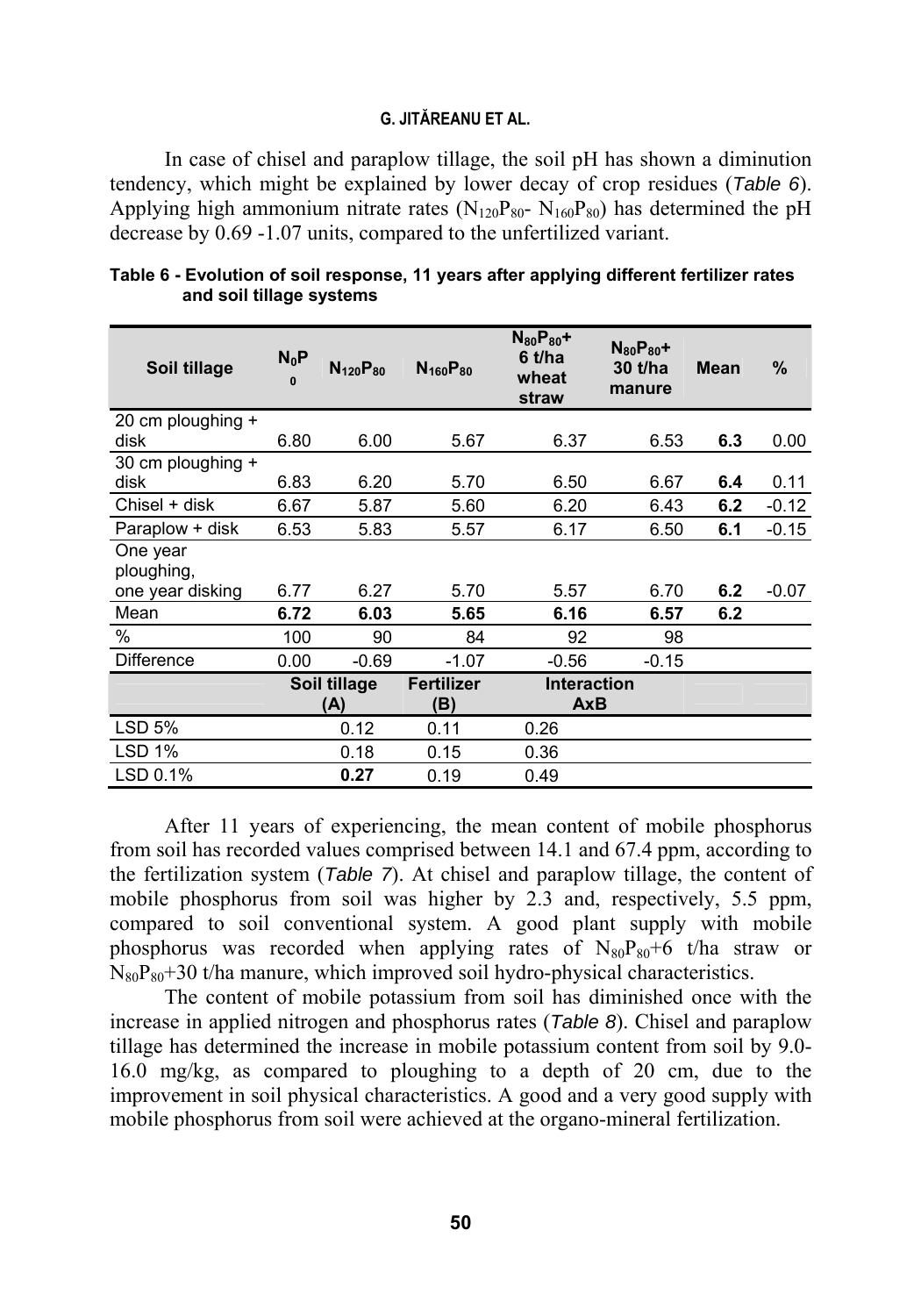In case of chisel and paraplow tillage, the soil pH has shown a diminution tendency, which might be explained by lower decay of crop residues (*Table 6*). Applying high ammonium nitrate rates ($N_{120}P_{80}$- $N_{160}P_{80}$) has determined the pH decrease by 0.69 -1.07 units, compared to the unfertilized variant.

**Table 6 - Evolution of soil response, 11 years after applying different fertilizer rates and soil tillage systems**

| Soil tillage | $N_0P_0$ | $N_{120}P_{80}$ | $N_{160}P_{80}$ | $N_{80}P_{80}$+ 6 t/ha wheat straw | $N_{80}P_{80}$+ 30 t/ha manure | Mean | % |
|---|---|---|---|---|---|---|---|
| 20 cm ploughing + disk | 6.80 | 6.00 | 5.67 | 6.37 | 6.53 | **6.3** | 0.00 |
| 30 cm ploughing + disk | 6.83 | 6.20 | 5.70 | 6.50 | 6.67 | **6.4** | 0.11 |
| Chisel + disk | 6.67 | 5.87 | 5.60 | 6.20 | 6.43 | **6.2** | -0.12 |
| Paraplow + disk | 6.53 | 5.83 | 5.57 | 6.17 | 6.50 | **6.1** | -0.15 |
| One year ploughing, one year disking | 6.77 | 6.27 | 5.70 | 5.57 | 6.70 | **6.2** | -0.07 |
| Mean | **6.72** | **6.03** | **5.65** | **6.16** | **6.57** | **6.2** | |
| % | 100 | 90 | 84 | 92 | 98 | | |
| Difference | 0.00 | -0.69 | -1.07 | -0.56 | -0.15 | | |
| | **Soil tillage (A)** | | **Fertilizer (B)** | **Interaction AxB** | | | |
| LSD 5% | | 0.12 | 0.11 | 0.26 | | | |
| LSD 1% | | 0.18 | 0.15 | 0.36 | | | |
| LSD 0.1% | | **0.27** | 0.19 | 0.49 | | | |

After 11 years of experiencing, the mean content of mobile phosphorus from soil has recorded values comprised between 14.1 and 67.4 ppm, according to the fertilization system (*Table 7*). At chisel and paraplow tillage, the content of mobile phosphorus from soil was higher by 2.3 and, respectively, 5.5 ppm, compared to soil conventional system. A good plant supply with mobile phosphorus was recorded when applying rates of $N_{80}P_{80}$+6 t/ha straw or $N_{80}P_{80}$+30 t/ha manure, which improved soil hydro-physical characteristics.

The content of mobile potassium from soil has diminished once with the increase in applied nitrogen and phosphorus rates (*Table 8*). Chisel and paraplow tillage has determined the increase in mobile potassium content from soil by 9.0-16.0 mg/kg, as compared to ploughing to a depth of 20 cm, due to the improvement in soil physical characteristics. A good and a very good supply with mobile phosphorus from soil were achieved at the organo-mineral fertilization.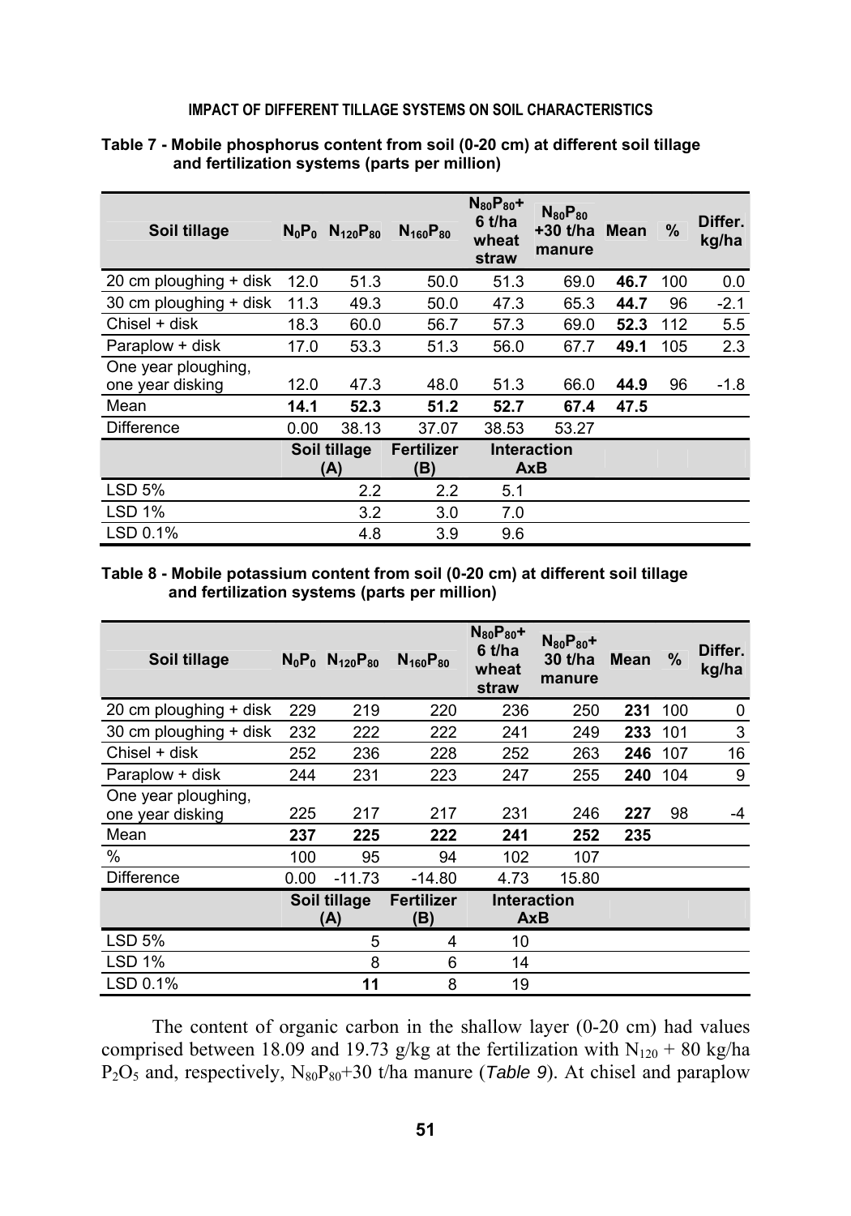**Table 7 - Mobile phosphorus content from soil (0-20 cm) at different soil tillage and fertilization systems (parts per million)**

| Soil tillage | $N_0P_0$ | $N_{120}P_{80}$ | $N_{160}P_{80}$ | $N_{80}P_{80}$+ 6 t/ha wheat straw | $N_{80}P_{80}$ +30 t/ha manure | Mean | % | Differ. kg/ha |
|---|---|---|---|---|---|---|---|---|
| 20 cm ploughing + disk | 12.0 | 51.3 | 50.0 | 51.3 | 69.0 | **46.7** | 100 | 0.0 |
| 30 cm ploughing + disk | 11.3 | 49.3 | 50.0 | 47.3 | 65.3 | **44.7** | 96 | -2.1 |
| Chisel + disk | 18.3 | 60.0 | 56.7 | 57.3 | 69.0 | **52.3** | 112 | 5.5 |
| Paraplow + disk | 17.0 | 53.3 | 51.3 | 56.0 | 67.7 | **49.1** | 105 | 2.3 |
| One year ploughing, one year disking | 12.0 | 47.3 | 48.0 | 51.3 | 66.0 | **44.9** | 96 | -1.8 |
| Mean | **14.1** | **52.3** | **51.2** | **52.7** | **67.4** | **47.5** | | |
| Difference | 0.00 | 38.13 | 37.07 | 38.53 | 53.27 | | | |
| | Soil tillage (A) | | Fertilizer (B) | Interaction AxB | | | | |
| LSD 5% | | 2.2 | 2.2 | 5.1 | | | | |
| LSD 1% | | 3.2 | 3.0 | 7.0 | | | | |
| LSD 0.1% | | 4.8 | 3.9 | 9.6 | | | | |

**Table 8 - Mobile potassium content from soil (0-20 cm) at different soil tillage and fertilization systems (parts per million)**

| Soil tillage | $N_0P_0$ | $N_{120}P_{80}$ | $N_{160}P_{80}$ | $N_{80}P_{80}$+ 6 t/ha wheat straw | $N_{80}P_{80}$+ 30 t/ha manure | Mean | % | Differ. kg/ha |
|---|---|---|---|---|---|---|---|---|
| 20 cm ploughing + disk | 229 | 219 | 220 | 236 | 250 | **231** | 100 | 0 |
| 30 cm ploughing + disk | 232 | 222 | 222 | 241 | 249 | **233** | 101 | 3 |
| Chisel + disk | 252 | 236 | 228 | 252 | 263 | **246** | 107 | 16 |
| Paraplow + disk | 244 | 231 | 223 | 247 | 255 | **240** | 104 | 9 |
| One year ploughing, one year disking | 225 | 217 | 217 | 231 | 246 | **227** | 98 | -4 |
| Mean | **237** | **225** | **222** | **241** | **252** | **235** | | |
| % | 100 | 95 | 94 | 102 | 107 | | | |
| Difference | 0.00 | -11.73 | -14.80 | 4.73 | 15.80 | | | |
| | Soil tillage (A) | | Fertilizer (B) | Interaction AxB | | | | |
| LSD 5% | | 5 | 4 | 10 | | | | |
| LSD 1% | | 8 | 6 | 14 | | | | |
| LSD 0.1% | | **11** | 8 | 19 | | | | |

The content of organic carbon in the shallow layer (0-20 cm) had values comprised between 18.09 and 19.73 g/kg at the fertilization with $N_{120}$ + 80 kg/ha $P_2O_5$ and, respectively, $N_{80}P_{80}$+30 t/ha manure (*Table 9*). At chisel and paraplow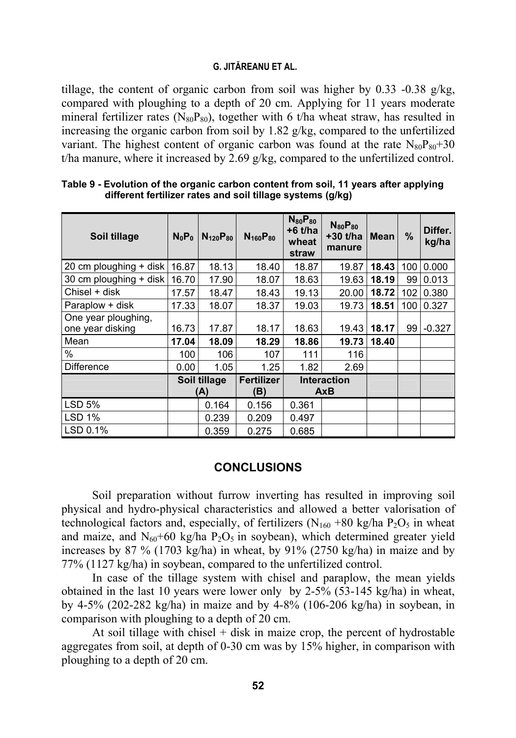tillage, the content of organic carbon from soil was higher by 0.33 -0.38 g/kg, compared with ploughing to a depth of 20 cm. Applying for 11 years moderate mineral fertilizer rates ($N_{80}P_{80}$), together with 6 t/ha wheat straw, has resulted in increasing the organic carbon from soil by 1.82 g/kg, compared to the unfertilized variant. The highest content of organic carbon was found at the rate $N_{80}P_{80}$+30 t/ha manure, where it increased by 2.69 g/kg, compared to the unfertilized control.

**Table 9 - Evolution of the organic carbon content from soil, 11 years after applying different fertilizer rates and soil tillage systems (g/kg)**

| Soil tillage | $N_0P_0$ | $N_{120}P_{80}$ | $N_{160}P_{80}$ | $N_{80}P_{80}$ +6 t/ha wheat straw | $N_{80}P_{80}$ +30 t/ha manure | Mean | % | Differ. kg/ha |
|---|---|---|---|---|---|---|---|---|
| 20 cm ploughing + disk | 16.87 | 18.13 | 18.40 | 18.87 | 19.87 | **18.43** | 100 | 0.000 |
| 30 cm ploughing + disk | 16.70 | 17.90 | 18.07 | 18.63 | 19.63 | **18.19** | 99 | 0.013 |
| Chisel + disk | 17.57 | 18.47 | 18.43 | 19.13 | 20.00 | **18.72** | 102 | 0.380 |
| Paraplow + disk | 17.33 | 18.07 | 18.37 | 19.03 | 19.73 | **18.51** | 100 | 0.327 |
| One year ploughing, one year disking | 16.73 | 17.87 | 18.17 | 18.63 | 19.43 | **18.17** | 99 | -0.327 |
| Mean | **17.04** | **18.09** | **18.29** | **18.86** | **19.73** | **18.40** | | |
| % | 100 | 106 | 107 | 111 | 116 | | | |
| Difference | 0.00 | 1.05 | 1.25 | 1.82 | 2.69 | | | |
| | **Soil tillage (A)** | | **Fertilizer (B)** | **Interaction AxB** | | | | |
| LSD 5% | | 0.164 | 0.156 | 0.361 | | | | |
| LSD 1% | | 0.239 | 0.209 | 0.497 | | | | |
| LSD 0.1% | | 0.359 | 0.275 | 0.685 | | | | |

## CONCLUSIONS

Soil preparation without furrow inverting has resulted in improving soil physical and hydro-physical characteristics and allowed a better valorisation of technological factors and, especially, of fertilizers ($N_{160}$ +80 kg/ha $P_2O_5$ in wheat and maize, and $N_{60}$+60 kg/ha $P_2O_5$ in soybean), which determined greater yield increases by 87 % (1703 kg/ha) in wheat, by 91% (2750 kg/ha) in maize and by 77% (1127 kg/ha) in soybean, compared to the unfertilized control.

In case of the tillage system with chisel and paraplow, the mean yields obtained in the last 10 years were lower only by 2-5% (53-145 kg/ha) in wheat, by 4-5% (202-282 kg/ha) in maize and by 4-8% (106-206 kg/ha) in soybean, in comparison with ploughing to a depth of 20 cm.

At soil tillage with chisel + disk in maize crop, the percent of hydrostable aggregates from soil, at depth of 0-30 cm was by 15% higher, in comparison with ploughing to a depth of 20 cm.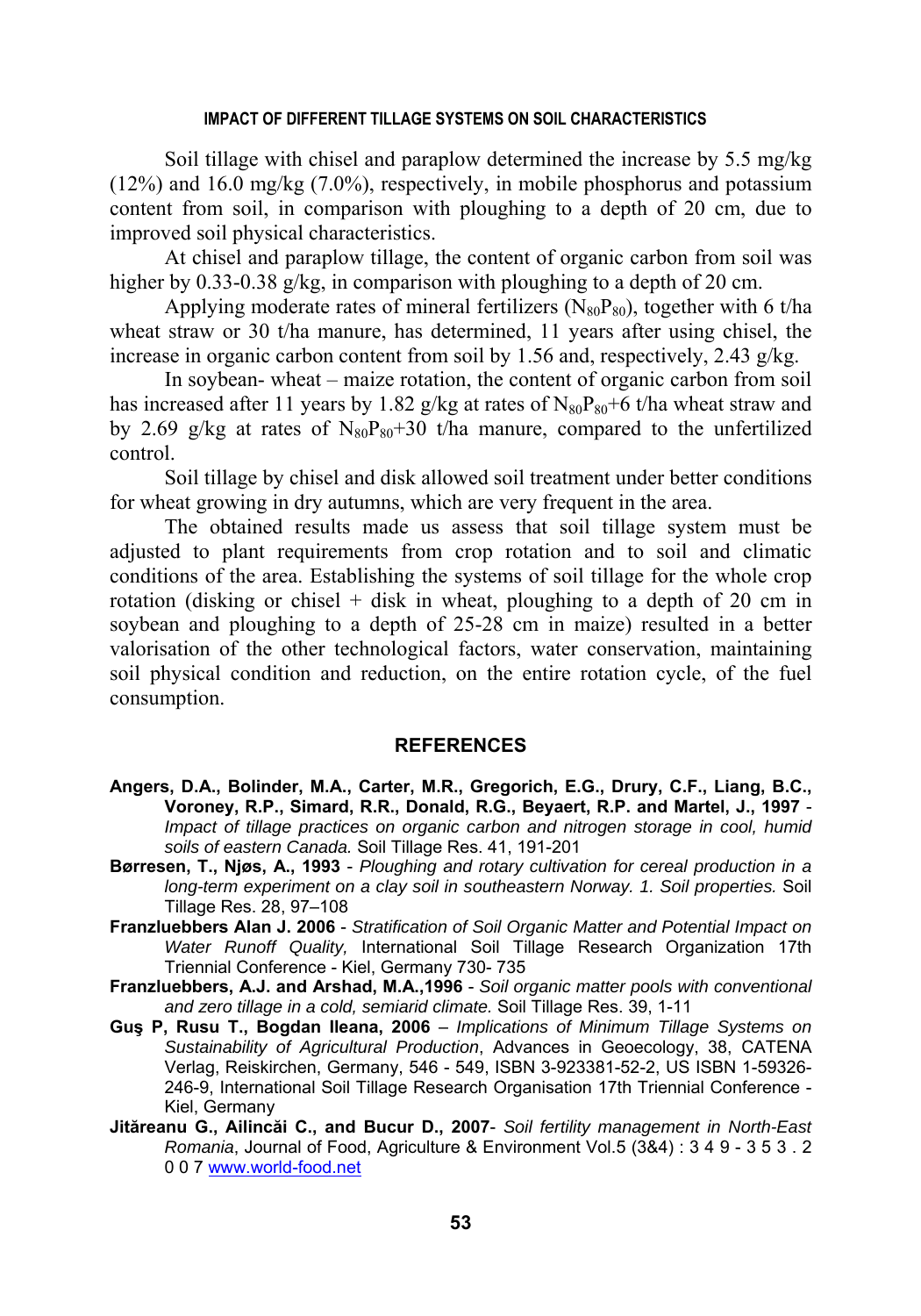Soil tillage with chisel and paraplow determined the increase by 5.5 mg/kg (12%) and 16.0 mg/kg (7.0%), respectively, in mobile phosphorus and potassium content from soil, in comparison with ploughing to a depth of 20 cm, due to improved soil physical characteristics.

At chisel and paraplow tillage, the content of organic carbon from soil was higher by 0.33-0.38 g/kg, in comparison with ploughing to a depth of 20 cm.

Applying moderate rates of mineral fertilizers ($N_{80}P_{80}$), together with 6 t/ha wheat straw or 30 t/ha manure, has determined, 11 years after using chisel, the increase in organic carbon content from soil by 1.56 and, respectively, 2.43 g/kg.

In soybean- wheat – maize rotation, the content of organic carbon from soil has increased after 11 years by 1.82 g/kg at rates of $N_{80}P_{80}$+6 t/ha wheat straw and by 2.69 g/kg at rates of $N_{80}P_{80}$+30 t/ha manure, compared to the unfertilized control.

Soil tillage by chisel and disk allowed soil treatment under better conditions for wheat growing in dry autumns, which are very frequent in the area.

The obtained results made us assess that soil tillage system must be adjusted to plant requirements from crop rotation and to soil and climatic conditions of the area. Establishing the systems of soil tillage for the whole crop rotation (disking or chisel + disk in wheat, ploughing to a depth of 20 cm in soybean and ploughing to a depth of 25-28 cm in maize) resulted in a better valorisation of the other technological factors, water conservation, maintaining soil physical condition and reduction, on the entire rotation cycle, of the fuel consumption.

## REFERENCES

**Angers, D.A., Bolinder, M.A., Carter, M.R., Gregorich, E.G., Drury, C.F., Liang, B.C., Voroney, R.P., Simard, R.R., Donald, R.G., Beyaert, R.P. and Martel, J., 1997** - *Impact of tillage practices on organic carbon and nitrogen storage in cool, humid soils of eastern Canada.* Soil Tillage Res. 41, 191-201

**Børresen, T., Njøs, A., 1993** - *Ploughing and rotary cultivation for cereal production in a long-term experiment on a clay soil in southeastern Norway. 1. Soil properties.* Soil Tillage Res. 28, 97–108

**Franzluebbers Alan J. 2006** - *Stratification of Soil Organic Matter and Potential Impact on Water Runoff Quality,* International Soil Tillage Research Organization 17th Triennial Conference - Kiel, Germany 730- 735

**Franzluebbers, A.J. and Arshad, M.A.,1996** - *Soil organic matter pools with conventional and zero tillage in a cold, semiarid climate.* Soil Tillage Res. 39, 1-11

**Guş P, Rusu T., Bogdan Ileana, 2006** – *Implications of Minimum Tillage Systems on Sustainability of Agricultural Production*, Advances in Geoecology, 38, CATENA Verlag, Reiskirchen, Germany, 546 - 549, ISBN 3-923381-52-2, US ISBN 1-59326-246-9, International Soil Tillage Research Organisation 17th Triennial Conference - Kiel, Germany

**Jităreanu G., Ailincăi C., and Bucur D., 2007**- *Soil fertility management in North-East Romania*, Journal of Food, Agriculture & Environment Vol.5 (3&4) : 3 4 9 - 3 5 3 . 2 0 0 7 www.world-food.net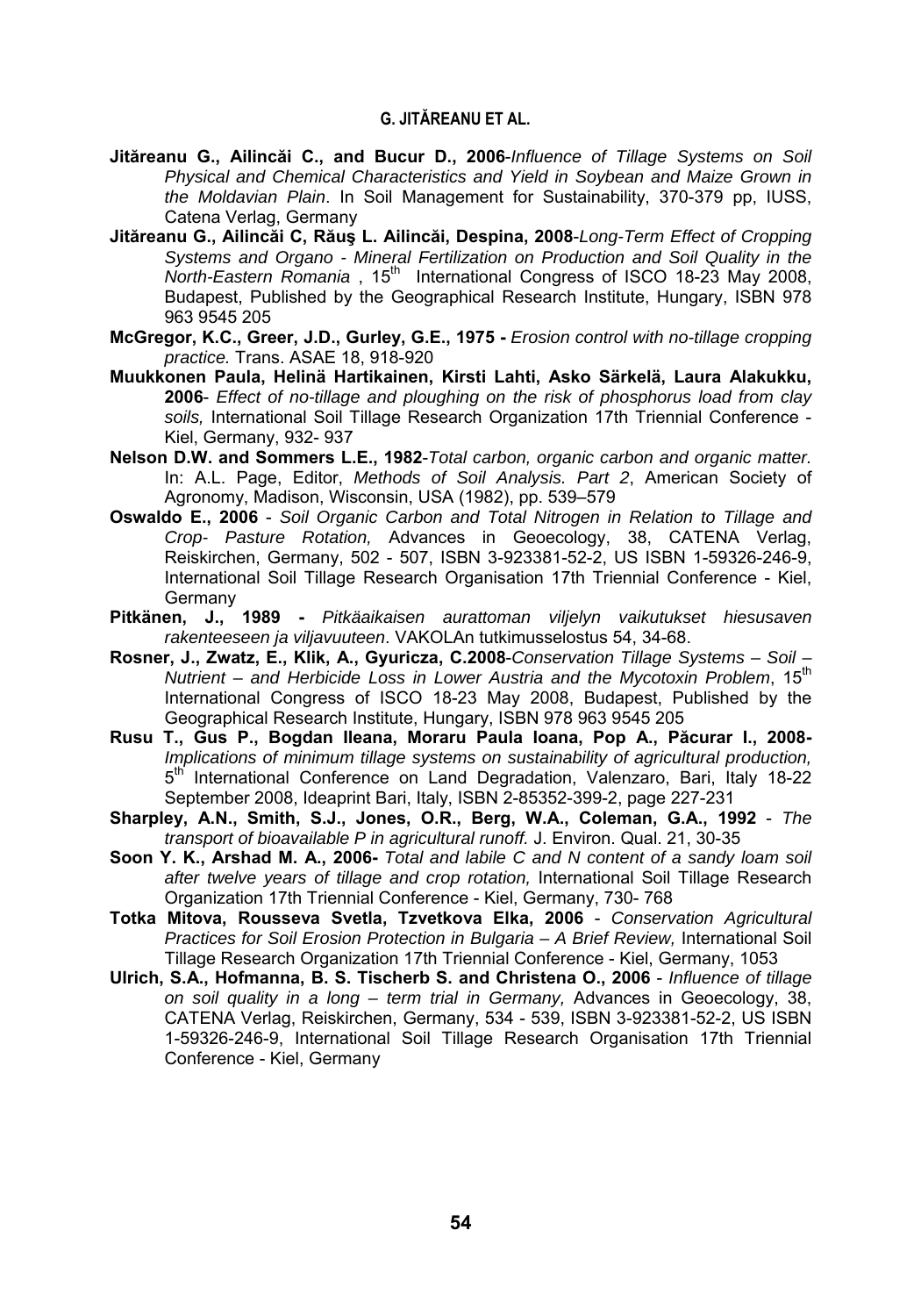**Jităreanu G., Ailincăi C., and Bucur D., 2006**-*Influence of Tillage Systems on Soil Physical and Chemical Characteristics and Yield in Soybean and Maize Grown in the Moldavian Plain*. In Soil Management for Sustainability, 370-379 pp, IUSS, Catena Verlag, Germany

**Jităreanu G., Ailincăi C, Răuş L. Ailincăi, Despina, 2008**-*Long-Term Effect of Cropping Systems and Organo - Mineral Fertilization on Production and Soil Quality in the North-Eastern Romania* , 15th International Congress of ISCO 18-23 May 2008, Budapest, Published by the Geographical Research Institute, Hungary, ISBN 978 963 9545 205

**McGregor, K.C., Greer, J.D., Gurley, G.E., 1975 -** *Erosion control with no-tillage cropping practice.* Trans. ASAE 18, 918-920

**Muukkonen Paula, Helinä Hartikainen, Kirsti Lahti, Asko Särkelä, Laura Alakukku, 2006**- *Effect of no-tillage and ploughing on the risk of phosphorus load from clay soils,* International Soil Tillage Research Organization 17th Triennial Conference - Kiel, Germany, 932- 937

**Nelson D.W. and Sommers L.E., 1982**-*Total carbon, organic carbon and organic matter.* In: A.L. Page, Editor, *Methods of Soil Analysis. Part 2*, American Society of Agronomy, Madison, Wisconsin, USA (1982), pp. 539–579

**Oswaldo E., 2006** - *Soil Organic Carbon and Total Nitrogen in Relation to Tillage and Crop- Pasture Rotation,* Advances in Geoecology, 38, CATENA Verlag, Reiskirchen, Germany, 502 - 507, ISBN 3-923381-52-2, US ISBN 1-59326-246-9, International Soil Tillage Research Organisation 17th Triennial Conference - Kiel, Germany

**Pitkänen, J., 1989 -** *Pitkäaikaisen aurattoman viljelyn vaikutukset hiesusaven rakenteeseen ja viljavuuteen*. VAKOLAn tutkimusselostus 54, 34-68.

**Rosner, J., Zwatz, E., Klik, A., Gyuricza, C.2008**-*Conservation Tillage Systems – Soil – Nutrient – and Herbicide Loss in Lower Austria and the Mycotoxin Problem*, 15th International Congress of ISCO 18-23 May 2008, Budapest, Published by the Geographical Research Institute, Hungary, ISBN 978 963 9545 205

**Rusu T., Gus P., Bogdan Ileana, Moraru Paula Ioana, Pop A., Păcurar I., 2008-** *Implications of minimum tillage systems on sustainability of agricultural production,* 5th International Conference on Land Degradation, Valenzaro, Bari, Italy 18-22 September 2008, Ideaprint Bari, Italy, ISBN 2-85352-399-2, page 227-231

**Sharpley, A.N., Smith, S.J., Jones, O.R., Berg, W.A., Coleman, G.A., 1992** - *The transport of bioavailable P in agricultural runoff.* J. Environ. Qual. 21, 30-35

**Soon Y. K., Arshad M. A., 2006-** *Total and labile C and N content of a sandy loam soil after twelve years of tillage and crop rotation,* International Soil Tillage Research Organization 17th Triennial Conference - Kiel, Germany, 730- 768

**Totka Mitova, Rousseva Svetla, Tzvetkova Elka, 2006** - *Conservation Agricultural Practices for Soil Erosion Protection in Bulgaria – A Brief Review,* International Soil Tillage Research Organization 17th Triennial Conference - Kiel, Germany, 1053

**Ulrich, S.A., Hofmanna, B. S. Tischerb S. and Christena O., 2006** - *Influence of tillage on soil quality in a long – term trial in Germany,* Advances in Geoecology, 38, CATENA Verlag, Reiskirchen, Germany, 534 - 539, ISBN 3-923381-52-2, US ISBN 1-59326-246-9, International Soil Tillage Research Organisation 17th Triennial Conference - Kiel, Germany